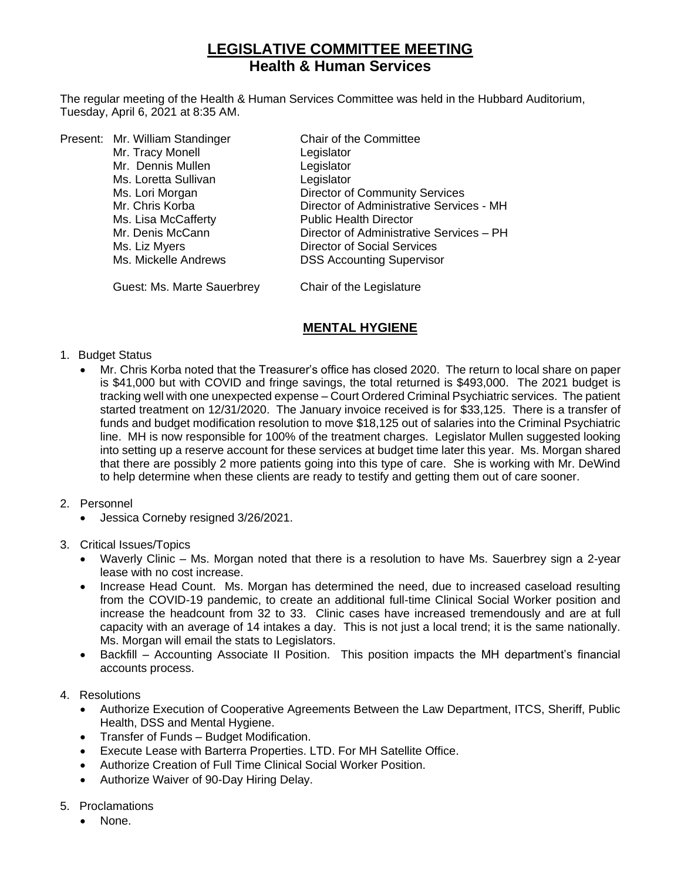# LEGISLATIVE COMMITTEE MEETING
## Health & Human Services

The regular meeting of the Health & Human Services Committee was held in the Hubbard Auditorium, Tuesday, April 6, 2021 at 8:35 AM.

| | | |
|---|---|---|
| Present: | Mr. William Standinger | Chair of the Committee |
| | Mr. Tracy Monell | Legislator |
| | Mr. Dennis Mullen | Legislator |
| | Ms. Loretta Sullivan | Legislator |
| | Ms. Lori Morgan | Director of Community Services |
| | Mr. Chris Korba | Director of Administrative Services - MH |
| | Ms. Lisa McCafferty | Public Health Director |
| | Mr. Denis McCann | Director of Administrative Services – PH |
| | Ms. Liz Myers | Director of Social Services |
| | Ms. Mickelle Andrews | DSS Accounting Supervisor |
| | Guest: Ms. Marte Sauerbrey | Chair of the Legislature |

## MENTAL HYGIENE

1. Budget Status
   - Mr. Chris Korba noted that the Treasurer's office has closed 2020. The return to local share on paper is $41,000 but with COVID and fringe savings, the total returned is $493,000. The 2021 budget is tracking well with one unexpected expense – Court Ordered Criminal Psychiatric services. The patient started treatment on 12/31/2020. The January invoice received is for $33,125. There is a transfer of funds and budget modification resolution to move $18,125 out of salaries into the Criminal Psychiatric line. MH is now responsible for 100% of the treatment charges. Legislator Mullen suggested looking into setting up a reserve account for these services at budget time later this year. Ms. Morgan shared that there are possibly 2 more patients going into this type of care. She is working with Mr. DeWind to help determine when these clients are ready to testify and getting them out of care sooner.

2. Personnel
   - Jessica Corneby resigned 3/26/2021.

3. Critical Issues/Topics
   - Waverly Clinic – Ms. Morgan noted that there is a resolution to have Ms. Sauerbrey sign a 2-year lease with no cost increase.
   - Increase Head Count. Ms. Morgan has determined the need, due to increased caseload resulting from the COVID-19 pandemic, to create an additional full-time Clinical Social Worker position and increase the headcount from 32 to 33. Clinic cases have increased tremendously and are at full capacity with an average of 14 intakes a day. This is not just a local trend; it is the same nationally. Ms. Morgan will email the stats to Legislators.
   - Backfill – Accounting Associate II Position. This position impacts the MH department's financial accounts process.

4. Resolutions
   - Authorize Execution of Cooperative Agreements Between the Law Department, ITCS, Sheriff, Public Health, DSS and Mental Hygiene.
   - Transfer of Funds – Budget Modification.
   - Execute Lease with Barterra Properties. LTD. For MH Satellite Office.
   - Authorize Creation of Full Time Clinical Social Worker Position.
   - Authorize Waiver of 90-Day Hiring Delay.

5. Proclamations
   - None.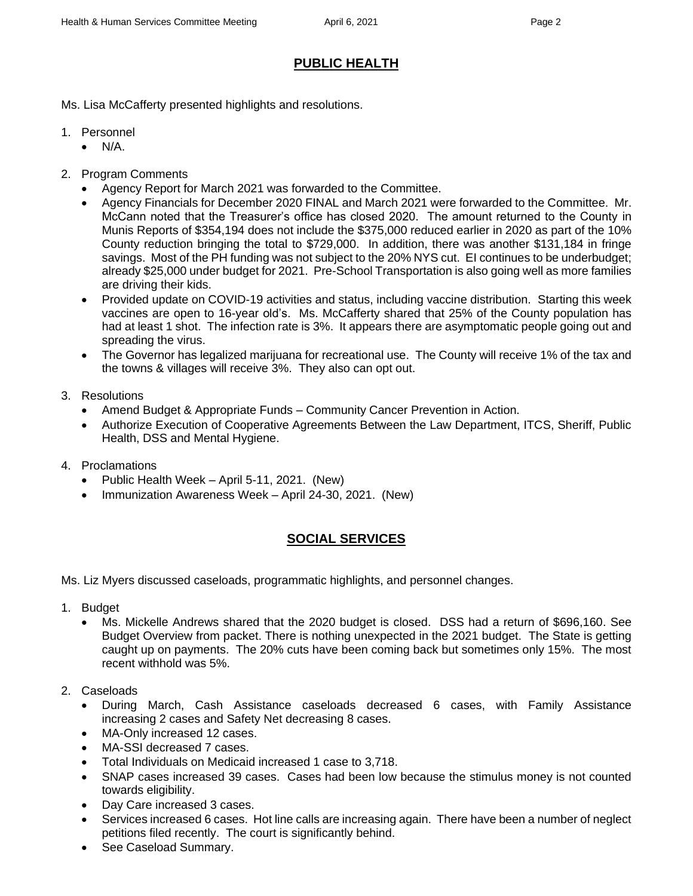## PUBLIC HEALTH

Ms. Lisa McCafferty presented highlights and resolutions.

1. Personnel
   - N/A.

2. Program Comments
   - Agency Report for March 2021 was forwarded to the Committee.
   - Agency Financials for December 2020 FINAL and March 2021 were forwarded to the Committee. Mr. McCann noted that the Treasurer's office has closed 2020. The amount returned to the County in Munis Reports of $354,194 does not include the $375,000 reduced earlier in 2020 as part of the 10% County reduction bringing the total to $729,000. In addition, there was another $131,184 in fringe savings. Most of the PH funding was not subject to the 20% NYS cut. EI continues to be underbudget; already $25,000 under budget for 2021. Pre-School Transportation is also going well as more families are driving their kids.
   - Provided update on COVID-19 activities and status, including vaccine distribution. Starting this week vaccines are open to 16-year old's. Ms. McCafferty shared that 25% of the County population has had at least 1 shot. The infection rate is 3%. It appears there are asymptomatic people going out and spreading the virus.
   - The Governor has legalized marijuana for recreational use. The County will receive 1% of the tax and the towns & villages will receive 3%. They also can opt out.

3. Resolutions
   - Amend Budget & Appropriate Funds – Community Cancer Prevention in Action.
   - Authorize Execution of Cooperative Agreements Between the Law Department, ITCS, Sheriff, Public Health, DSS and Mental Hygiene.

4. Proclamations
   - Public Health Week – April 5-11, 2021. (New)
   - Immunization Awareness Week – April 24-30, 2021. (New)

## SOCIAL SERVICES

Ms. Liz Myers discussed caseloads, programmatic highlights, and personnel changes.

1. Budget
   - Ms. Mickelle Andrews shared that the 2020 budget is closed. DSS had a return of $696,160. See Budget Overview from packet. There is nothing unexpected in the 2021 budget. The State is getting caught up on payments. The 20% cuts have been coming back but sometimes only 15%. The most recent withhold was 5%.

2. Caseloads
   - During March, Cash Assistance caseloads decreased 6 cases, with Family Assistance increasing 2 cases and Safety Net decreasing 8 cases.
   - MA-Only increased 12 cases.
   - MA-SSI decreased 7 cases.
   - Total Individuals on Medicaid increased 1 case to 3,718.
   - SNAP cases increased 39 cases. Cases had been low because the stimulus money is not counted towards eligibility.
   - Day Care increased 3 cases.
   - Services increased 6 cases. Hot line calls are increasing again. There have been a number of neglect petitions filed recently. The court is significantly behind.
   - See Caseload Summary.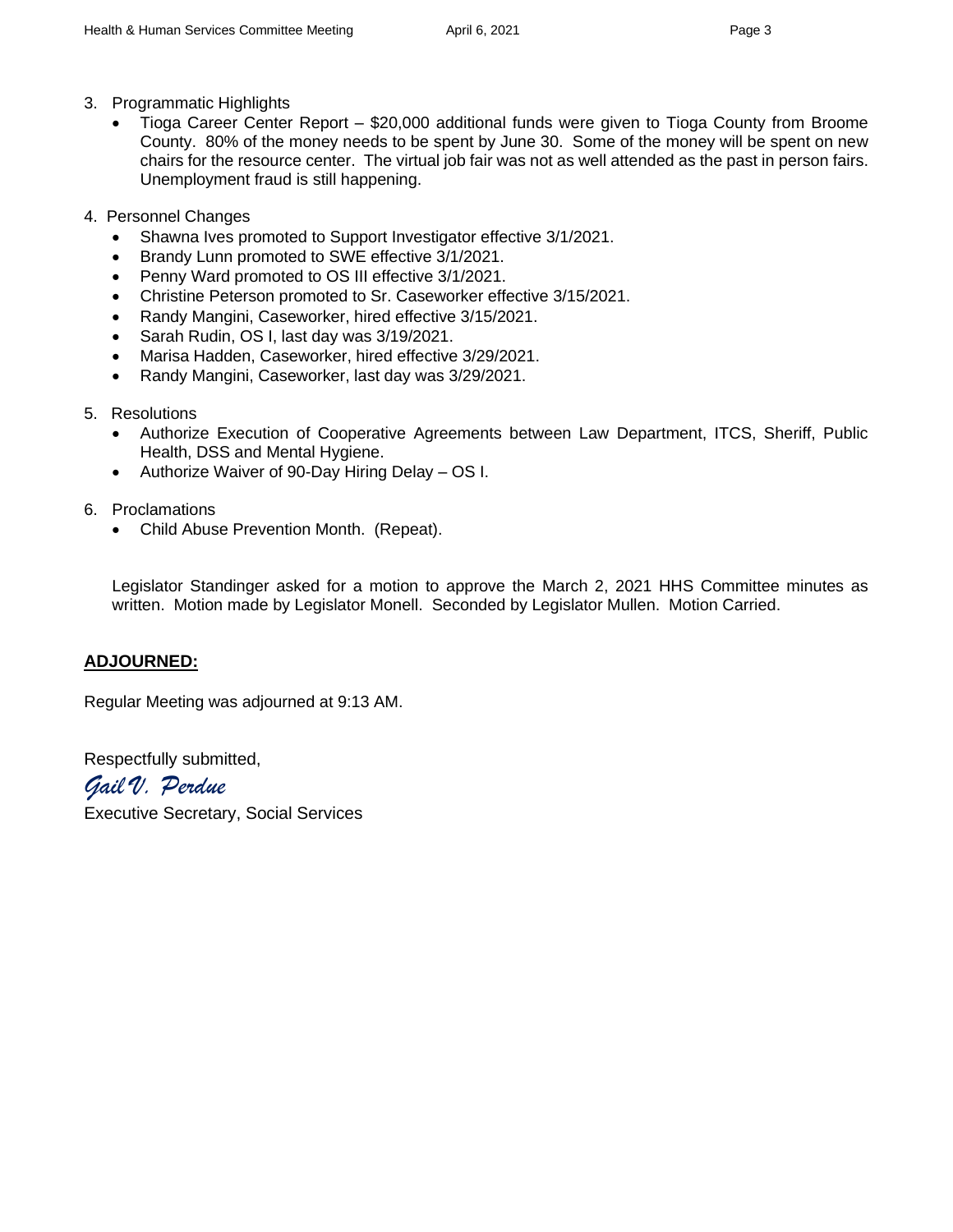3. Programmatic Highlights
   - Tioga Career Center Report – $20,000 additional funds were given to Tioga County from Broome County. 80% of the money needs to be spent by June 30. Some of the money will be spent on new chairs for the resource center. The virtual job fair was not as well attended as the past in person fairs. Unemployment fraud is still happening.

4. Personnel Changes
   - Shawna Ives promoted to Support Investigator effective 3/1/2021.
   - Brandy Lunn promoted to SWE effective 3/1/2021.
   - Penny Ward promoted to OS III effective 3/1/2021.
   - Christine Peterson promoted to Sr. Caseworker effective 3/15/2021.
   - Randy Mangini, Caseworker, hired effective 3/15/2021.
   - Sarah Rudin, OS I, last day was 3/19/2021.
   - Marisa Hadden, Caseworker, hired effective 3/29/2021.
   - Randy Mangini, Caseworker, last day was 3/29/2021.

5. Resolutions
   - Authorize Execution of Cooperative Agreements between Law Department, ITCS, Sheriff, Public Health, DSS and Mental Hygiene.
   - Authorize Waiver of 90-Day Hiring Delay – OS I.

6. Proclamations
   - Child Abuse Prevention Month. (Repeat).

Legislator Standinger asked for a motion to approve the March 2, 2021 HHS Committee minutes as written. Motion made by Legislator Monell. Seconded by Legislator Mullen. Motion Carried.

**ADJOURNED:**

Regular Meeting was adjourned at 9:13 AM.

Respectfully submitted,

*Gail V. Perdue*

Executive Secretary, Social Services